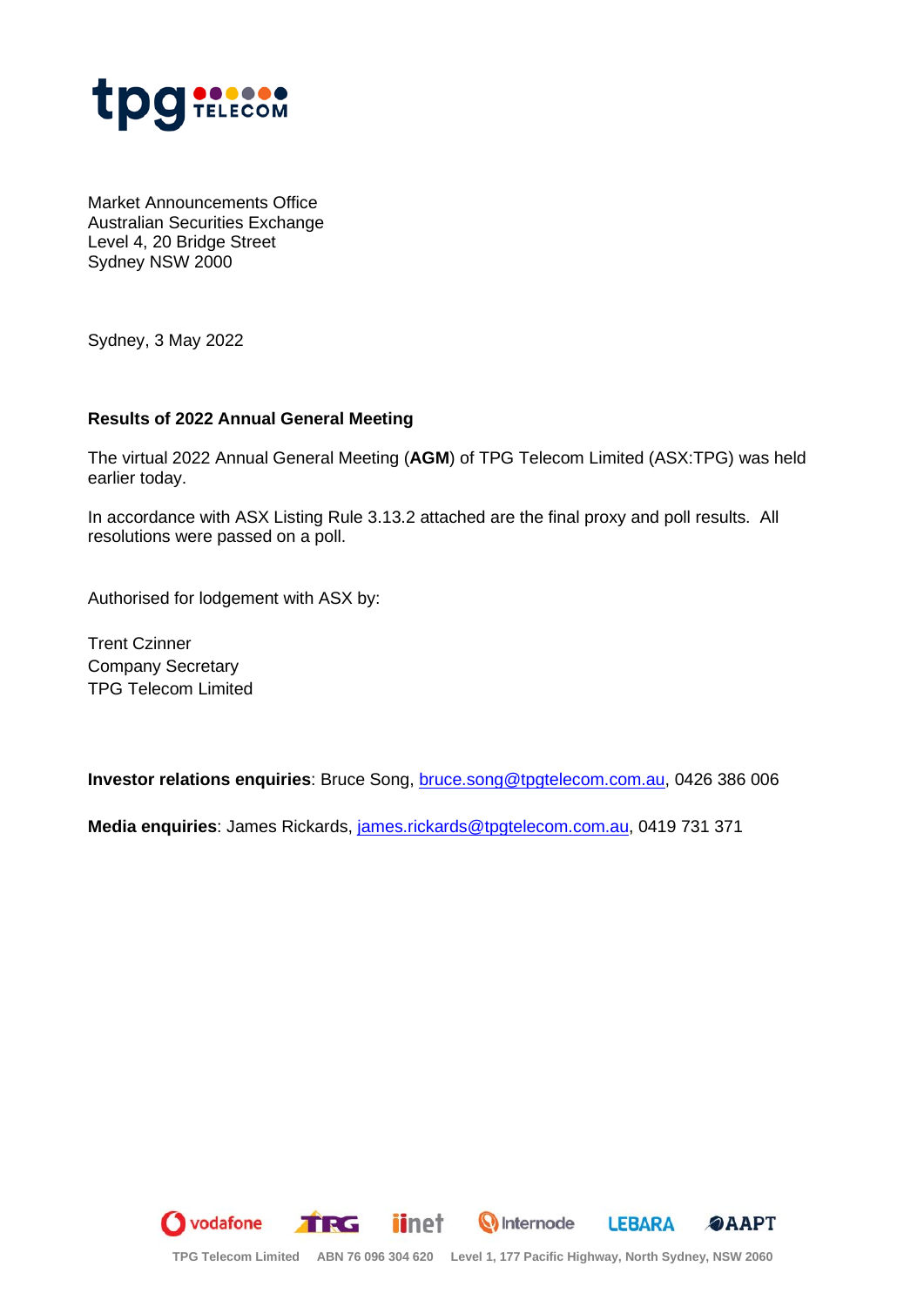Market Announcements Office
Australian Securities Exchange
Level 4, 20 Bridge Street
Sydney NSW 2000

Sydney, 3 May 2022

**Results of 2022 Annual General Meeting**

The virtual 2022 Annual General Meeting (**AGM**) of TPG Telecom Limited (ASX:TPG) was held earlier today.

In accordance with ASX Listing Rule 3.13.2 attached are the final proxy and poll results. All resolutions were passed on a poll.

Authorised for lodgement with ASX by:

Trent Czinner
Company Secretary
TPG Telecom Limited

**Investor relations enquiries**: Bruce Song, bruce.song@tpgtelecom.com.au, 0426 386 006

**Media enquiries**: James Rickards, james.rickards@tpgtelecom.com.au, 0419 731 371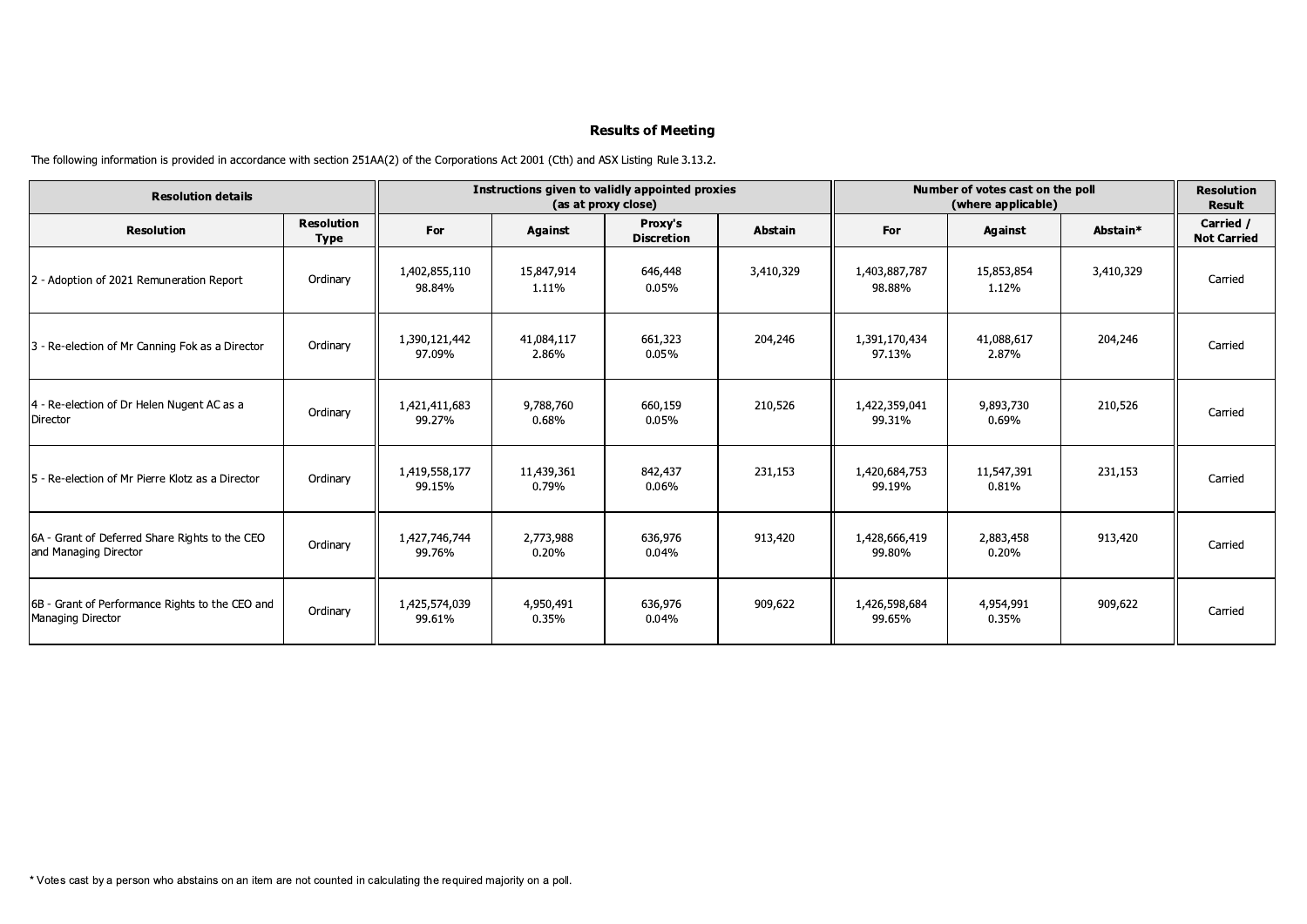## Results of Meeting

The following information is provided in accordance with section 251AA(2) of the Corporations Act 2001 (Cth) and ASX Listing Rule 3.13.2.

| Resolution details | | Instructions given to validly appointed proxies (as at proxy close) | | | | Number of votes cast on the poll (where applicable) | | | Resolution Result |
|---|---|---|---|---|---|---|---|---|---|
| **Resolution** | **Resolution Type** | **For** | **Against** | **Proxy's Discretion** | **Abstain** | **For** | **Against** | **Abstain*** | **Carried / Not Carried** |
| 2 - Adoption of 2021 Remuneration Report | Ordinary | 1,402,855,110 98.84% | 15,847,914 1.11% | 646,448 0.05% | 3,410,329 | 1,403,887,787 98.88% | 15,853,854 1.12% | 3,410,329 | Carried |
| 3 - Re-election of Mr Canning Fok as a Director | Ordinary | 1,390,121,442 97.09% | 41,084,117 2.86% | 661,323 0.05% | 204,246 | 1,391,170,434 97.13% | 41,088,617 2.87% | 204,246 | Carried |
| 4 - Re-election of Dr Helen Nugent AC as a Director | Ordinary | 1,421,411,683 99.27% | 9,788,760 0.68% | 660,159 0.05% | 210,526 | 1,422,359,041 99.31% | 9,893,730 0.69% | 210,526 | Carried |
| 5 - Re-election of Mr Pierre Klotz as a Director | Ordinary | 1,419,558,177 99.15% | 11,439,361 0.79% | 842,437 0.06% | 231,153 | 1,420,684,753 99.19% | 11,547,391 0.81% | 231,153 | Carried |
| 6A - Grant of Deferred Share Rights to the CEO and Managing Director | Ordinary | 1,427,746,744 99.76% | 2,773,988 0.20% | 636,976 0.04% | 913,420 | 1,428,666,419 99.80% | 2,883,458 0.20% | 913,420 | Carried |
| 6B - Grant of Performance Rights to the CEO and Managing Director | Ordinary | 1,425,574,039 99.61% | 4,950,491 0.35% | 636,976 0.04% | 909,622 | 1,426,598,684 99.65% | 4,954,991 0.35% | 909,622 | Carried |

* Votes cast by a person who abstains on an item are not counted in calculating the required majority on a poll.